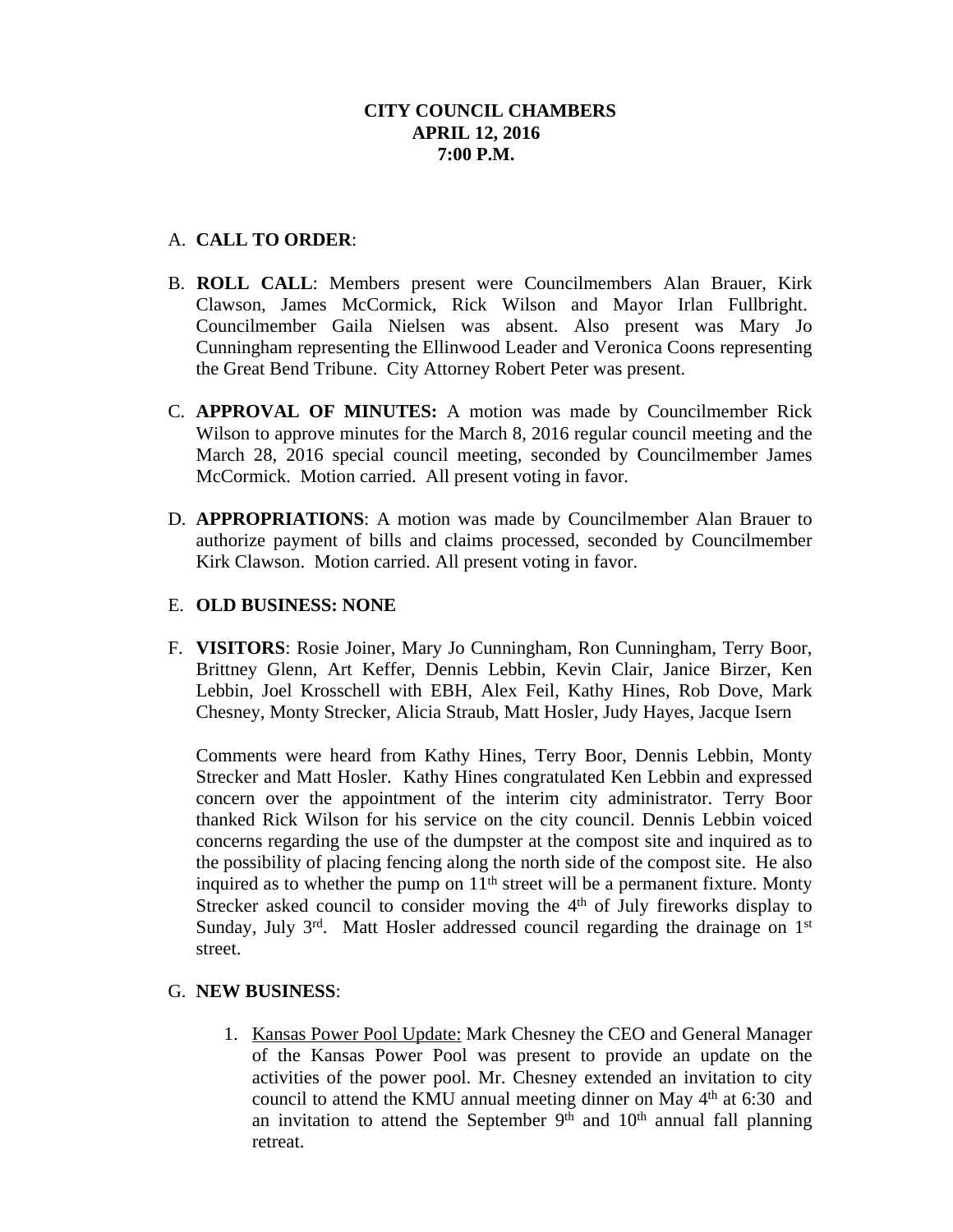**CITY COUNCIL CHAMBERS**
**APRIL 12, 2016**
**7:00 P.M.**

A. **CALL TO ORDER**:

B. **ROLL CALL**: Members present were Councilmembers Alan Brauer, Kirk Clawson, James McCormick, Rick Wilson and Mayor Irlan Fullbright. Councilmember Gaila Nielsen was absent. Also present was Mary Jo Cunningham representing the Ellinwood Leader and Veronica Coons representing the Great Bend Tribune. City Attorney Robert Peter was present.

C. **APPROVAL OF MINUTES:** A motion was made by Councilmember Rick Wilson to approve minutes for the March 8, 2016 regular council meeting and the March 28, 2016 special council meeting, seconded by Councilmember James McCormick. Motion carried. All present voting in favor.

D. **APPROPRIATIONS**: A motion was made by Councilmember Alan Brauer to authorize payment of bills and claims processed, seconded by Councilmember Kirk Clawson. Motion carried. All present voting in favor.

E. **OLD BUSINESS: NONE**

F. **VISITORS**: Rosie Joiner, Mary Jo Cunningham, Ron Cunningham, Terry Boor, Brittney Glenn, Art Keffer, Dennis Lebbin, Kevin Clair, Janice Birzer, Ken Lebbin, Joel Krosschell with EBH, Alex Feil, Kathy Hines, Rob Dove, Mark Chesney, Monty Strecker, Alicia Straub, Matt Hosler, Judy Hayes, Jacque Isern

   Comments were heard from Kathy Hines, Terry Boor, Dennis Lebbin, Monty Strecker and Matt Hosler. Kathy Hines congratulated Ken Lebbin and expressed concern over the appointment of the interim city administrator. Terry Boor thanked Rick Wilson for his service on the city council. Dennis Lebbin voiced concerns regarding the use of the dumpster at the compost site and inquired as to the possibility of placing fencing along the north side of the compost site. He also inquired as to whether the pump on 11th street will be a permanent fixture. Monty Strecker asked council to consider moving the 4th of July fireworks display to Sunday, July 3rd. Matt Hosler addressed council regarding the drainage on 1st street.

G. **NEW BUSINESS**:

   1. Kansas Power Pool Update: Mark Chesney the CEO and General Manager of the Kansas Power Pool was present to provide an update on the activities of the power pool. Mr. Chesney extended an invitation to city council to attend the KMU annual meeting dinner on May 4th at 6:30 and an invitation to attend the September 9th and 10th annual fall planning retreat.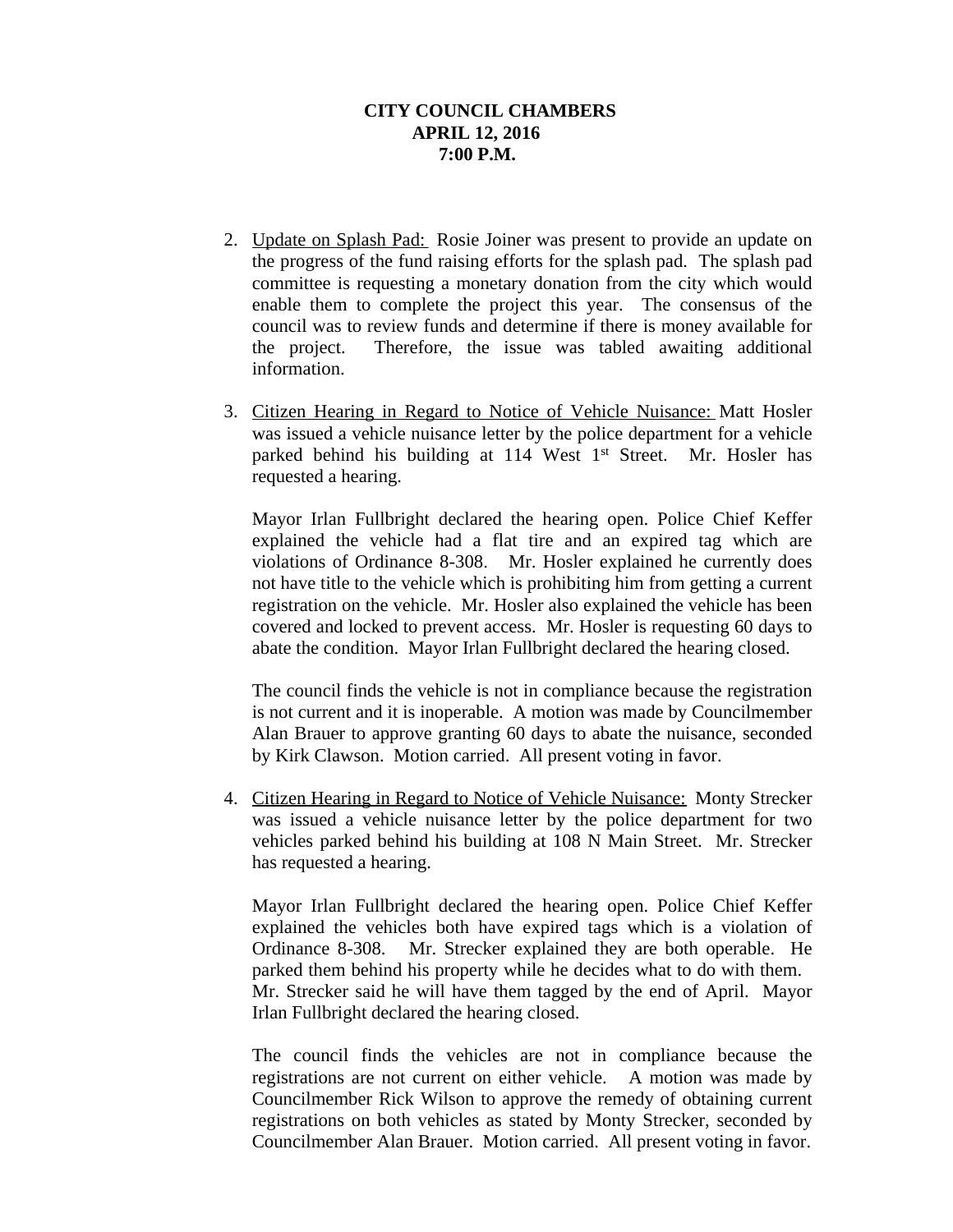**CITY COUNCIL CHAMBERS**
**APRIL 12, 2016**
**7:00 P.M.**

2. Update on Splash Pad: Rosie Joiner was present to provide an update on the progress of the fund raising efforts for the splash pad. The splash pad committee is requesting a monetary donation from the city which would enable them to complete the project this year. The consensus of the council was to review funds and determine if there is money available for the project. Therefore, the issue was tabled awaiting additional information.

3. Citizen Hearing in Regard to Notice of Vehicle Nuisance: Matt Hosler was issued a vehicle nuisance letter by the police department for a vehicle parked behind his building at 114 West 1st Street. Mr. Hosler has requested a hearing.

   Mayor Irlan Fullbright declared the hearing open. Police Chief Keffer explained the vehicle had a flat tire and an expired tag which are violations of Ordinance 8-308. Mr. Hosler explained he currently does not have title to the vehicle which is prohibiting him from getting a current registration on the vehicle. Mr. Hosler also explained the vehicle has been covered and locked to prevent access. Mr. Hosler is requesting 60 days to abate the condition. Mayor Irlan Fullbright declared the hearing closed.

   The council finds the vehicle is not in compliance because the registration is not current and it is inoperable. A motion was made by Councilmember Alan Brauer to approve granting 60 days to abate the nuisance, seconded by Kirk Clawson. Motion carried. All present voting in favor.

4. Citizen Hearing in Regard to Notice of Vehicle Nuisance: Monty Strecker was issued a vehicle nuisance letter by the police department for two vehicles parked behind his building at 108 N Main Street. Mr. Strecker has requested a hearing.

   Mayor Irlan Fullbright declared the hearing open. Police Chief Keffer explained the vehicles both have expired tags which is a violation of Ordinance 8-308. Mr. Strecker explained they are both operable. He parked them behind his property while he decides what to do with them. Mr. Strecker said he will have them tagged by the end of April. Mayor Irlan Fullbright declared the hearing closed.

   The council finds the vehicles are not in compliance because the registrations are not current on either vehicle. A motion was made by Councilmember Rick Wilson to approve the remedy of obtaining current registrations on both vehicles as stated by Monty Strecker, seconded by Councilmember Alan Brauer. Motion carried. All present voting in favor.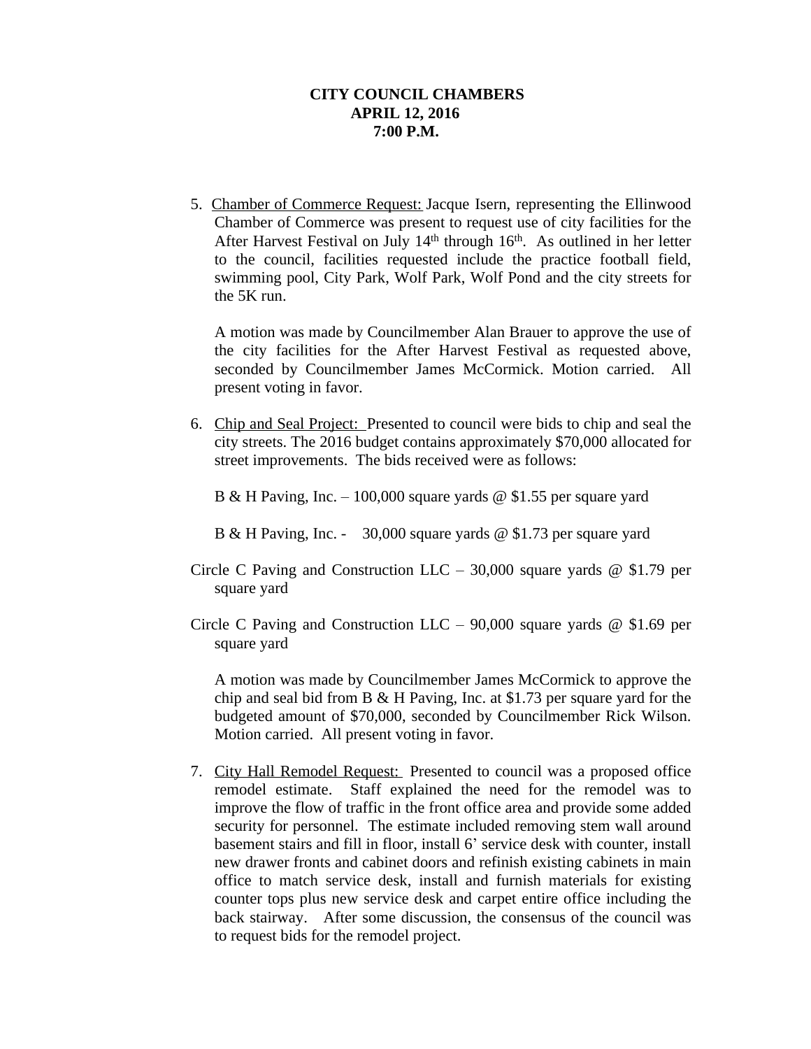**CITY COUNCIL CHAMBERS**
**APRIL 12, 2016**
**7:00 P.M.**

5. Chamber of Commerce Request: Jacque Isern, representing the Ellinwood Chamber of Commerce was present to request use of city facilities for the After Harvest Festival on July 14th through 16th. As outlined in her letter to the council, facilities requested include the practice football field, swimming pool, City Park, Wolf Park, Wolf Pond and the city streets for the 5K run.

   A motion was made by Councilmember Alan Brauer to approve the use of the city facilities for the After Harvest Festival as requested above, seconded by Councilmember James McCormick. Motion carried. All present voting in favor.

6. Chip and Seal Project: Presented to council were bids to chip and seal the city streets. The 2016 budget contains approximately $70,000 allocated for street improvements. The bids received were as follows:

   B & H Paving, Inc. – 100,000 square yards @ $1.55 per square yard

   B & H Paving, Inc. - 30,000 square yards @ $1.73 per square yard

   Circle C Paving and Construction LLC – 30,000 square yards @ $1.79 per square yard

   Circle C Paving and Construction LLC – 90,000 square yards @ $1.69 per square yard

   A motion was made by Councilmember James McCormick to approve the chip and seal bid from B & H Paving, Inc. at $1.73 per square yard for the budgeted amount of $70,000, seconded by Councilmember Rick Wilson. Motion carried. All present voting in favor.

7. City Hall Remodel Request: Presented to council was a proposed office remodel estimate. Staff explained the need for the remodel was to improve the flow of traffic in the front office area and provide some added security for personnel. The estimate included removing stem wall around basement stairs and fill in floor, install 6' service desk with counter, install new drawer fronts and cabinet doors and refinish existing cabinets in main office to match service desk, install and furnish materials for existing counter tops plus new service desk and carpet entire office including the back stairway. After some discussion, the consensus of the council was to request bids for the remodel project.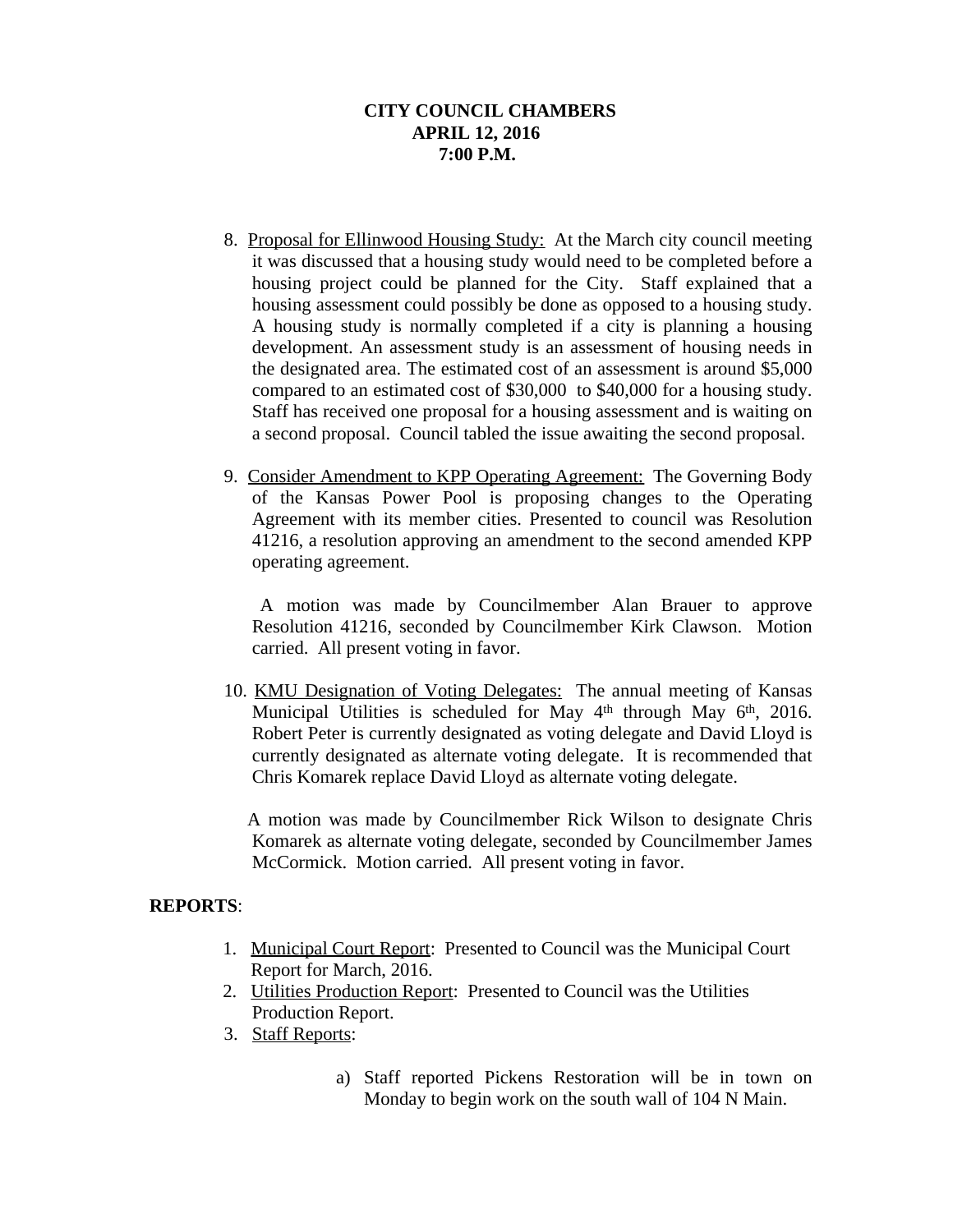**CITY COUNCIL CHAMBERS**
**APRIL 12, 2016**
**7:00 P.M.**

8. Proposal for Ellinwood Housing Study: At the March city council meeting it was discussed that a housing study would need to be completed before a housing project could be planned for the City. Staff explained that a housing assessment could possibly be done as opposed to a housing study. A housing study is normally completed if a city is planning a housing development. An assessment study is an assessment of housing needs in the designated area. The estimated cost of an assessment is around $5,000 compared to an estimated cost of $30,000 to $40,000 for a housing study. Staff has received one proposal for a housing assessment and is waiting on a second proposal. Council tabled the issue awaiting the second proposal.

9. Consider Amendment to KPP Operating Agreement: The Governing Body of the Kansas Power Pool is proposing changes to the Operating Agreement with its member cities. Presented to council was Resolution 41216, a resolution approving an amendment to the second amended KPP operating agreement.

   A motion was made by Councilmember Alan Brauer to approve Resolution 41216, seconded by Councilmember Kirk Clawson. Motion carried. All present voting in favor.

10. KMU Designation of Voting Delegates: The annual meeting of Kansas Municipal Utilities is scheduled for May 4th through May 6th, 2016. Robert Peter is currently designated as voting delegate and David Lloyd is currently designated as alternate voting delegate. It is recommended that Chris Komarek replace David Lloyd as alternate voting delegate.

    A motion was made by Councilmember Rick Wilson to designate Chris Komarek as alternate voting delegate, seconded by Councilmember James McCormick. Motion carried. All present voting in favor.

**REPORTS**:

1. Municipal Court Report: Presented to Council was the Municipal Court Report for March, 2016.
2. Utilities Production Report: Presented to Council was the Utilities Production Report.
3. Staff Reports:

   a) Staff reported Pickens Restoration will be in town on Monday to begin work on the south wall of 104 N Main.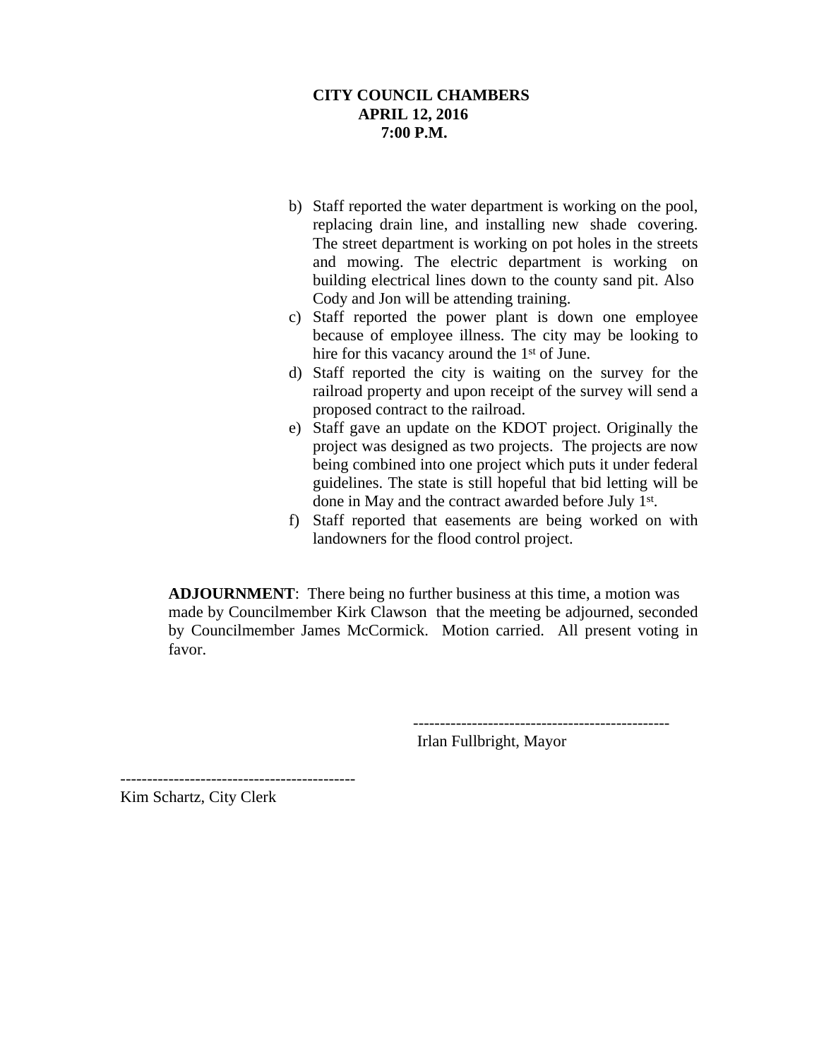**CITY COUNCIL CHAMBERS**
**APRIL 12, 2016**
**7:00 P.M.**

b) Staff reported the water department is working on the pool, replacing drain line, and installing new shade covering. The street department is working on pot holes in the streets and mowing. The electric department is working on building electrical lines down to the county sand pit. Also Cody and Jon will be attending training.
c) Staff reported the power plant is down one employee because of employee illness. The city may be looking to hire for this vacancy around the 1st of June.
d) Staff reported the city is waiting on the survey for the railroad property and upon receipt of the survey will send a proposed contract to the railroad.
e) Staff gave an update on the KDOT project. Originally the project was designed as two projects. The projects are now being combined into one project which puts it under federal guidelines. The state is still hopeful that bid letting will be done in May and the contract awarded before July 1st.
f) Staff reported that easements are being worked on with landowners for the flood control project.

**ADJOURNMENT**: There being no further business at this time, a motion was made by Councilmember Kirk Clawson that the meeting be adjourned, seconded by Councilmember James McCormick. Motion carried. All present voting in favor.

------------------------------------------------
Irlan Fullbright, Mayor

--------------------------------------------
Kim Schartz, City Clerk